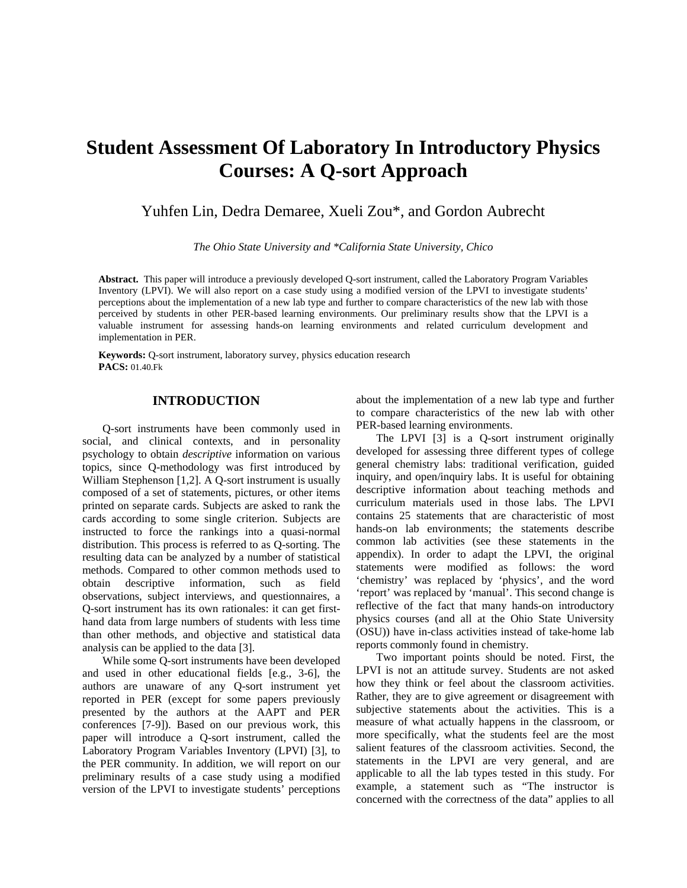# Student Assessment Of Laboratory In Introductory Physics Courses: A Q-sort Approach

Yuhfen Lin, Dedra Demaree, Xueli Zou*, and Gordon Aubrecht

*The Ohio State University and \*California State University, Chico*

**Abstract.** This paper will introduce a previously developed Q-sort instrument, called the Laboratory Program Variables Inventory (LPVI). We will also report on a case study using a modified version of the LPVI to investigate students' perceptions about the implementation of a new lab type and further to compare characteristics of the new lab with those perceived by students in other PER-based learning environments. Our preliminary results show that the LPVI is a valuable instrument for assessing hands-on learning environments and related curriculum development and implementation in PER.

**Keywords:** Q-sort instrument, laboratory survey, physics education research
**PACS:** 01.40.Fk

## INTRODUCTION

Q-sort instruments have been commonly used in social, and clinical contexts, and in personality psychology to obtain *descriptive* information on various topics, since Q-methodology was first introduced by William Stephenson [1,2]. A Q-sort instrument is usually composed of a set of statements, pictures, or other items printed on separate cards. Subjects are asked to rank the cards according to some single criterion. Subjects are instructed to force the rankings into a quasi-normal distribution. This process is referred to as Q-sorting. The resulting data can be analyzed by a number of statistical methods. Compared to other common methods used to obtain descriptive information, such as field observations, subject interviews, and questionnaires, a Q-sort instrument has its own rationales: it can get first-hand data from large numbers of students with less time than other methods, and objective and statistical data analysis can be applied to the data [3].

While some Q-sort instruments have been developed and used in other educational fields [e.g., 3-6], the authors are unaware of any Q-sort instrument yet reported in PER (except for some papers previously presented by the authors at the AAPT and PER conferences [7-9]). Based on our previous work, this paper will introduce a Q-sort instrument, called the Laboratory Program Variables Inventory (LPVI) [3], to the PER community. In addition, we will report on our preliminary results of a case study using a modified version of the LPVI to investigate students' perceptions about the implementation of a new lab type and further to compare characteristics of the new lab with other PER-based learning environments.

The LPVI [3] is a Q-sort instrument originally developed for assessing three different types of college general chemistry labs: traditional verification, guided inquiry, and open/inquiry labs. It is useful for obtaining descriptive information about teaching methods and curriculum materials used in those labs. The LPVI contains 25 statements that are characteristic of most hands-on lab environments; the statements describe common lab activities (see these statements in the appendix). In order to adapt the LPVI, the original statements were modified as follows: the word 'chemistry' was replaced by 'physics', and the word 'report' was replaced by 'manual'. This second change is reflective of the fact that many hands-on introductory physics courses (and all at the Ohio State University (OSU)) have in-class activities instead of take-home lab reports commonly found in chemistry.

Two important points should be noted. First, the LPVI is not an attitude survey. Students are not asked how they think or feel about the classroom activities. Rather, they are to give agreement or disagreement with subjective statements about the activities. This is a measure of what actually happens in the classroom, or more specifically, what the students feel are the most salient features of the classroom activities. Second, the statements in the LPVI are very general, and are applicable to all the lab types tested in this study. For example, a statement such as "The instructor is concerned with the correctness of the data" applies to all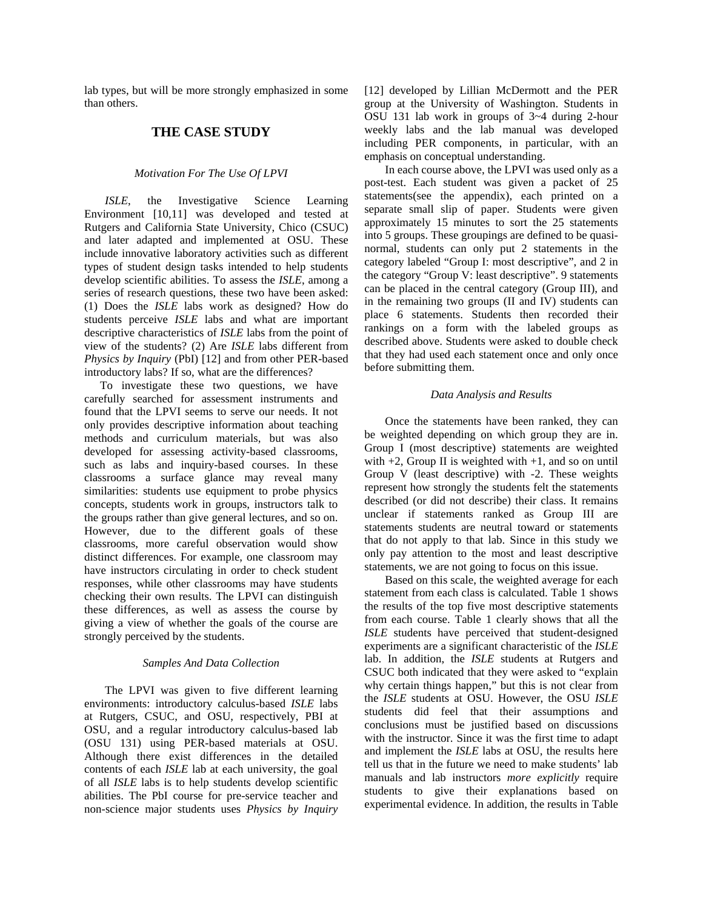lab types, but will be more strongly emphasized in some than others.

## THE CASE STUDY

### *Motivation For The Use Of LPVI*

*ISLE*, the Investigative Science Learning Environment [10,11] was developed and tested at Rutgers and California State University, Chico (CSUC) and later adapted and implemented at OSU. These include innovative laboratory activities such as different types of student design tasks intended to help students develop scientific abilities. To assess the *ISLE*, among a series of research questions, these two have been asked: (1) Does the *ISLE* labs work as designed? How do students perceive *ISLE* labs and what are important descriptive characteristics of *ISLE* labs from the point of view of the students? (2) Are *ISLE* labs different from *Physics by Inquiry* (PbI) [12] and from other PER-based introductory labs? If so, what are the differences?

To investigate these two questions, we have carefully searched for assessment instruments and found that the LPVI seems to serve our needs. It not only provides descriptive information about teaching methods and curriculum materials, but was also developed for assessing activity-based classrooms, such as labs and inquiry-based courses. In these classrooms a surface glance may reveal many similarities: students use equipment to probe physics concepts, students work in groups, instructors talk to the groups rather than give general lectures, and so on. However, due to the different goals of these classrooms, more careful observation would show distinct differences. For example, one classroom may have instructors circulating in order to check student responses, while other classrooms may have students checking their own results. The LPVI can distinguish these differences, as well as assess the course by giving a view of whether the goals of the course are strongly perceived by the students.

### *Samples And Data Collection*

The LPVI was given to five different learning environments: introductory calculus-based *ISLE* labs at Rutgers, CSUC, and OSU, respectively, PBI at OSU, and a regular introductory calculus-based lab (OSU 131) using PER-based materials at OSU. Although there exist differences in the detailed contents of each *ISLE* lab at each university, the goal of all *ISLE* labs is to help students develop scientific abilities. The PbI course for pre-service teacher and non-science major students uses *Physics by Inquiry* [12] developed by Lillian McDermott and the PER group at the University of Washington. Students in OSU 131 lab work in groups of 3~4 during 2-hour weekly labs and the lab manual was developed including PER components, in particular, with an emphasis on conceptual understanding.

In each course above, the LPVI was used only as a post-test. Each student was given a packet of 25 statements(see the appendix), each printed on a separate small slip of paper. Students were given approximately 15 minutes to sort the 25 statements into 5 groups. These groupings are defined to be quasi-normal, students can only put 2 statements in the category labeled "Group I: most descriptive", and 2 in the category "Group V: least descriptive". 9 statements can be placed in the central category (Group III), and in the remaining two groups (II and IV) students can place 6 statements. Students then recorded their rankings on a form with the labeled groups as described above. Students were asked to double check that they had used each statement once and only once before submitting them.

### *Data Analysis and Results*

Once the statements have been ranked, they can be weighted depending on which group they are in. Group I (most descriptive) statements are weighted with +2, Group II is weighted with +1, and so on until Group V (least descriptive) with -2. These weights represent how strongly the students felt the statements described (or did not describe) their class. It remains unclear if statements ranked as Group III are statements students are neutral toward or statements that do not apply to that lab. Since in this study we only pay attention to the most and least descriptive statements, we are not going to focus on this issue.

Based on this scale, the weighted average for each statement from each class is calculated. Table 1 shows the results of the top five most descriptive statements from each course. Table 1 clearly shows that all the *ISLE* students have perceived that student-designed experiments are a significant characteristic of the *ISLE* lab. In addition, the *ISLE* students at Rutgers and CSUC both indicated that they were asked to "explain why certain things happen," but this is not clear from the *ISLE* students at OSU. However, the OSU *ISLE* students did feel that their assumptions and conclusions must be justified based on discussions with the instructor. Since it was the first time to adapt and implement the *ISLE* labs at OSU, the results here tell us that in the future we need to make students' lab manuals and lab instructors *more explicitly* require students to give their explanations based on experimental evidence. In addition, the results in Table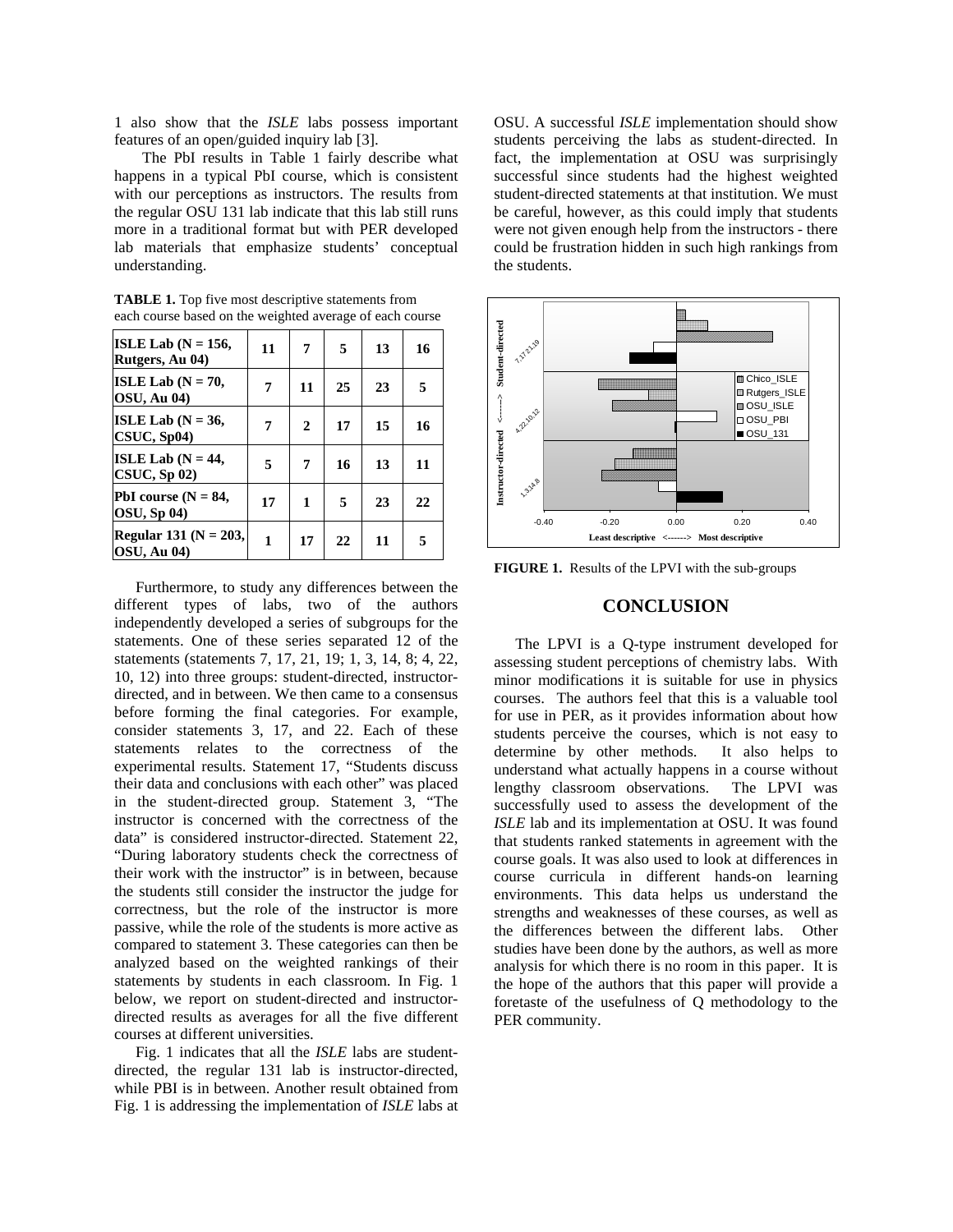1 also show that the *ISLE* labs possess important features of an open/guided inquiry lab [3].

The PbI results in Table 1 fairly describe what happens in a typical PbI course, which is consistent with our perceptions as instructors. The results from the regular OSU 131 lab indicate that this lab still runs more in a traditional format but with PER developed lab materials that emphasize students' conceptual understanding.

**TABLE 1.** Top five most descriptive statements from each course based on the weighted average of each course

| | | | | | |
|---|---|---|---|---|---|
| **ISLE Lab (N = 156, Rutgers, Au 04)** | **11** | **7** | **5** | **13** | **16** |
| **ISLE Lab (N = 70, OSU, Au 04)** | **7** | **11** | **25** | **23** | **5** |
| **ISLE Lab (N = 36, CSUC, Sp04)** | **7** | **2** | **17** | **15** | **16** |
| **ISLE Lab (N = 44, CSUC, Sp 02)** | **5** | **7** | **16** | **13** | **11** |
| **PbI course (N = 84, OSU, Sp 04)** | **17** | **1** | **5** | **23** | **22** |
| **Regular 131 (N = 203, OSU, Au 04)** | **1** | **17** | **22** | **11** | **5** |

Furthermore, to study any differences between the different types of labs, two of the authors independently developed a series of subgroups for the statements. One of these series separated 12 of the statements (statements 7, 17, 21, 19; 1, 3, 14, 8; 4, 22, 10, 12) into three groups: student-directed, instructor-directed, and in between. We then came to a consensus before forming the final categories. For example, consider statements 3, 17, and 22. Each of these statements relates to the correctness of the experimental results. Statement 17, "Students discuss their data and conclusions with each other" was placed in the student-directed group. Statement 3, "The instructor is concerned with the correctness of the data" is considered instructor-directed. Statement 22, "During laboratory students check the correctness of their work with the instructor" is in between, because the students still consider the instructor the judge for correctness, but the role of the instructor is more passive, while the role of the students is more active as compared to statement 3. These categories can then be analyzed based on the weighted rankings of their statements by students in each classroom. In Fig. 1 below, we report on student-directed and instructor-directed results as averages for all the five different courses at different universities.

Fig. 1 indicates that all the *ISLE* labs are student-directed, the regular 131 lab is instructor-directed, while PBI is in between. Another result obtained from Fig. 1 is addressing the implementation of *ISLE* labs at OSU. A successful *ISLE* implementation should show students perceiving the labs as student-directed. In fact, the implementation at OSU was surprisingly successful since students had the highest weighted student-directed statements at that institution. We must be careful, however, as this could imply that students were not given enough help from the instructors - there could be frustration hidden in such high rankings from the students.

**FIGURE 1.** Results of the LPVI with the sub-groups

## CONCLUSION

The LPVI is a Q-type instrument developed for assessing student perceptions of chemistry labs. With minor modifications it is suitable for use in physics courses. The authors feel that this is a valuable tool for use in PER, as it provides information about how students perceive the courses, which is not easy to determine by other methods. It also helps to understand what actually happens in a course without lengthy classroom observations. The LPVI was successfully used to assess the development of the *ISLE* lab and its implementation at OSU. It was found that students ranked statements in agreement with the course goals. It was also used to look at differences in course curricula in different hands-on learning environments. This data helps us understand the strengths and weaknesses of these courses, as well as the differences between the different labs. Other studies have been done by the authors, as well as more analysis for which there is no room in this paper. It is the hope of the authors that this paper will provide a foretaste of the usefulness of Q methodology to the PER community.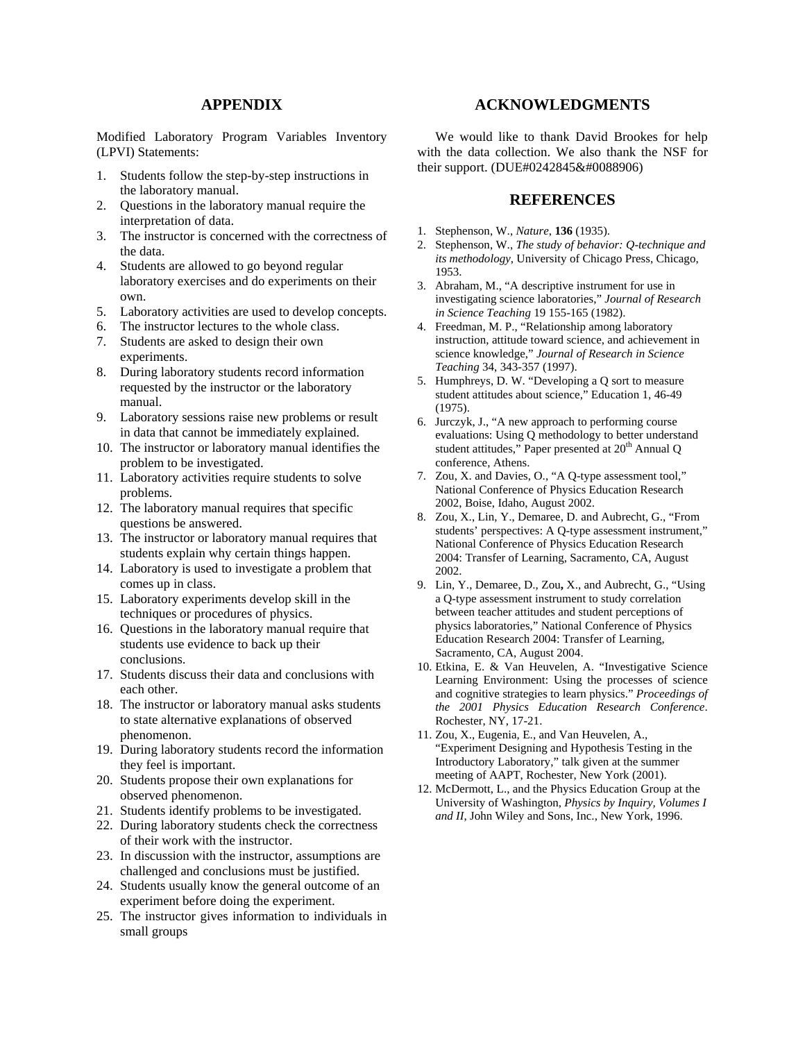## APPENDIX

Modified Laboratory Program Variables Inventory (LPVI) Statements:

1. Students follow the step-by-step instructions in the laboratory manual.
2. Questions in the laboratory manual require the interpretation of data.
3. The instructor is concerned with the correctness of the data.
4. Students are allowed to go beyond regular laboratory exercises and do experiments on their own.
5. Laboratory activities are used to develop concepts.
6. The instructor lectures to the whole class.
7. Students are asked to design their own experiments.
8. During laboratory students record information requested by the instructor or the laboratory manual.
9. Laboratory sessions raise new problems or result in data that cannot be immediately explained.
10. The instructor or laboratory manual identifies the problem to be investigated.
11. Laboratory activities require students to solve problems.
12. The laboratory manual requires that specific questions be answered.
13. The instructor or laboratory manual requires that students explain why certain things happen.
14. Laboratory is used to investigate a problem that comes up in class.
15. Laboratory experiments develop skill in the techniques or procedures of physics.
16. Questions in the laboratory manual require that students use evidence to back up their conclusions.
17. Students discuss their data and conclusions with each other.
18. The instructor or laboratory manual asks students to state alternative explanations of observed phenomenon.
19. During laboratory students record the information they feel is important.
20. Students propose their own explanations for observed phenomenon.
21. Students identify problems to be investigated.
22. During laboratory students check the correctness of their work with the instructor.
23. In discussion with the instructor, assumptions are challenged and conclusions must be justified.
24. Students usually know the general outcome of an experiment before doing the experiment.
25. The instructor gives information to individuals in small groups

## ACKNOWLEDGMENTS

We would like to thank David Brookes for help with the data collection. We also thank the NSF for their support. (DUE#0242845&#0088906)

## REFERENCES

1. Stephenson, W., *Nature*, **136** (1935).
2. Stephenson, W., *The study of behavior: Q-technique and its methodology*, University of Chicago Press, Chicago, 1953.
3. Abraham, M., "A descriptive instrument for use in investigating science laboratories," *Journal of Research in Science Teaching* 19 155-165 (1982).
4. Freedman, M. P., "Relationship among laboratory instruction, attitude toward science, and achievement in science knowledge," *Journal of Research in Science Teaching* 34, 343-357 (1997).
5. Humphreys, D. W. "Developing a Q sort to measure student attitudes about science," Education 1, 46-49 (1975).
6. Jurczyk, J., "A new approach to performing course evaluations: Using Q methodology to better understand student attitudes," Paper presented at 20th Annual Q conference, Athens.
7. Zou, X. and Davies, O., "A Q-type assessment tool," National Conference of Physics Education Research 2002, Boise, Idaho, August 2002.
8. Zou, X., Lin, Y., Demaree, D. and Aubrecht, G., "From students' perspectives: A Q-type assessment instrument," National Conference of Physics Education Research 2004: Transfer of Learning, Sacramento, CA, August 2002.
9. Lin, Y., Demaree, D., Zou**,** X., and Aubrecht, G., "Using a Q-type assessment instrument to study correlation between teacher attitudes and student perceptions of physics laboratories," National Conference of Physics Education Research 2004: Transfer of Learning, Sacramento, CA, August 2004.
10. Etkina, E. & Van Heuvelen, A. "Investigative Science Learning Environment: Using the processes of science and cognitive strategies to learn physics." *Proceedings of the 2001 Physics Education Research Conference*. Rochester, NY, 17-21.
11. Zou, X., Eugenia, E., and Van Heuvelen, A., "Experiment Designing and Hypothesis Testing in the Introductory Laboratory," talk given at the summer meeting of AAPT, Rochester, New York (2001).
12. McDermott, L., and the Physics Education Group at the University of Washington, *Physics by Inquiry, Volumes I and II*, John Wiley and Sons, Inc., New York, 1996.